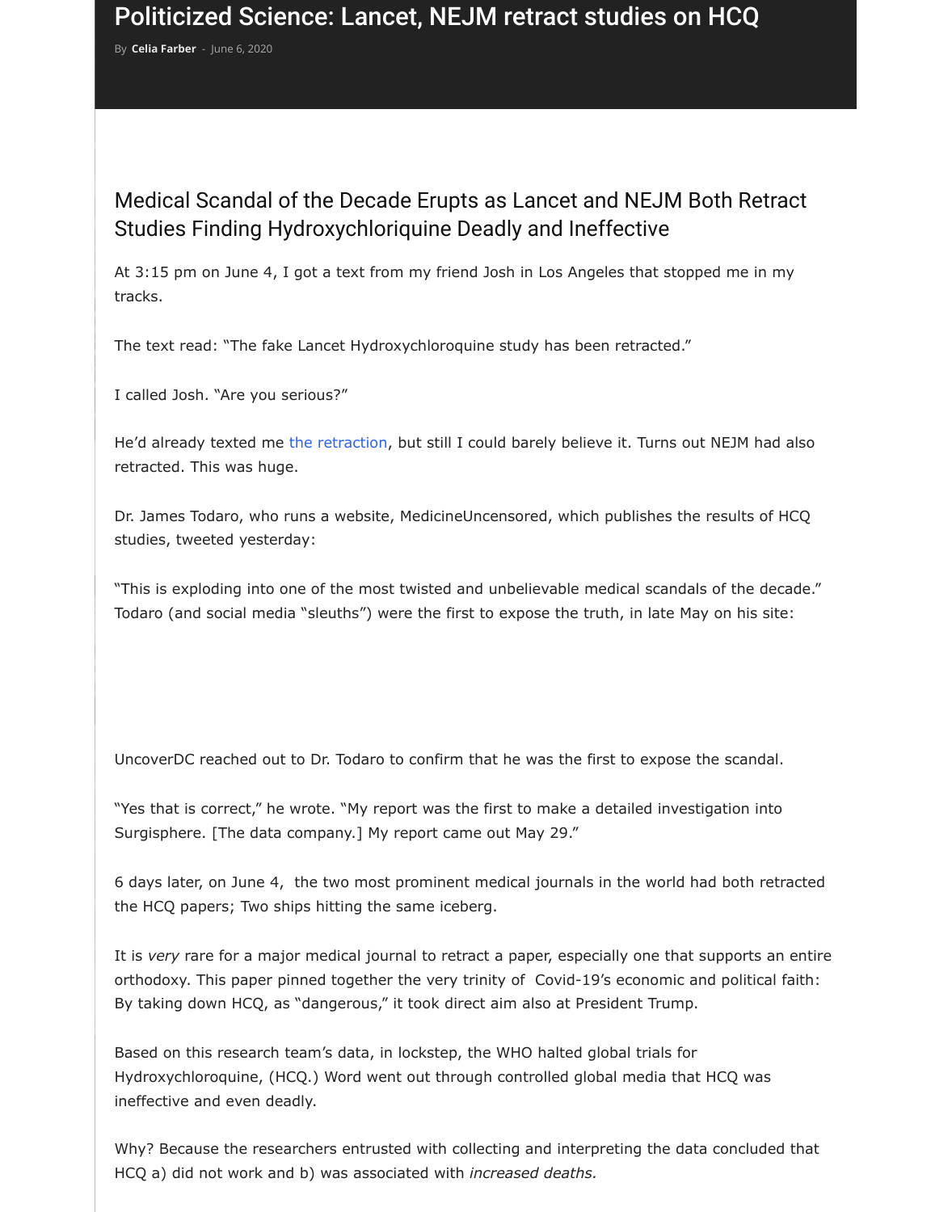# Politicized Science: Lancet, NEJM retract studies on HCQ

By **Celia Farber** - June 6, 2020

## Medical Scandal of the Decade Erupts as Lancet and NEJM Both Retract Studies Finding Hydroxychloriquine Deadly and Ineffective

At 3:15 pm on June 4, I got a text from my friend Josh in Los Angeles that stopped me in my tracks.

The text read: "The fake Lancet Hydroxychloroquine study has been retracted."

I called Josh. "Are you serious?"

He'd already texted me the retraction, but still I could barely believe it. Turns out NEJM had also retracted. This was huge.

Dr. James Todaro, who runs a website, MedicineUncensored, which publishes the results of HCQ studies, tweeted yesterday:

"This is exploding into one of the most twisted and unbelievable medical scandals of the decade." Todaro (and social media "sleuths") were the first to expose the truth, in late May on his site:

UncoverDC reached out to Dr. Todaro to confirm that he was the first to expose the scandal.

"Yes that is correct," he wrote. "My report was the first to make a detailed investigation into Surgisphere. [The data company.] My report came out May 29."

6 days later, on June 4, the two most prominent medical journals in the world had both retracted the HCQ papers; Two ships hitting the same iceberg.

It is *very* rare for a major medical journal to retract a paper, especially one that supports an entire orthodoxy. This paper pinned together the very trinity of Covid-19's economic and political faith: By taking down HCQ, as "dangerous," it took direct aim also at President Trump.

Based on this research team's data, in lockstep, the WHO halted global trials for Hydroxychloroquine, (HCQ.) Word went out through controlled global media that HCQ was ineffective and even deadly.

Why? Because the researchers entrusted with collecting and interpreting the data concluded that HCQ a) did not work and b) was associated with *increased deaths.*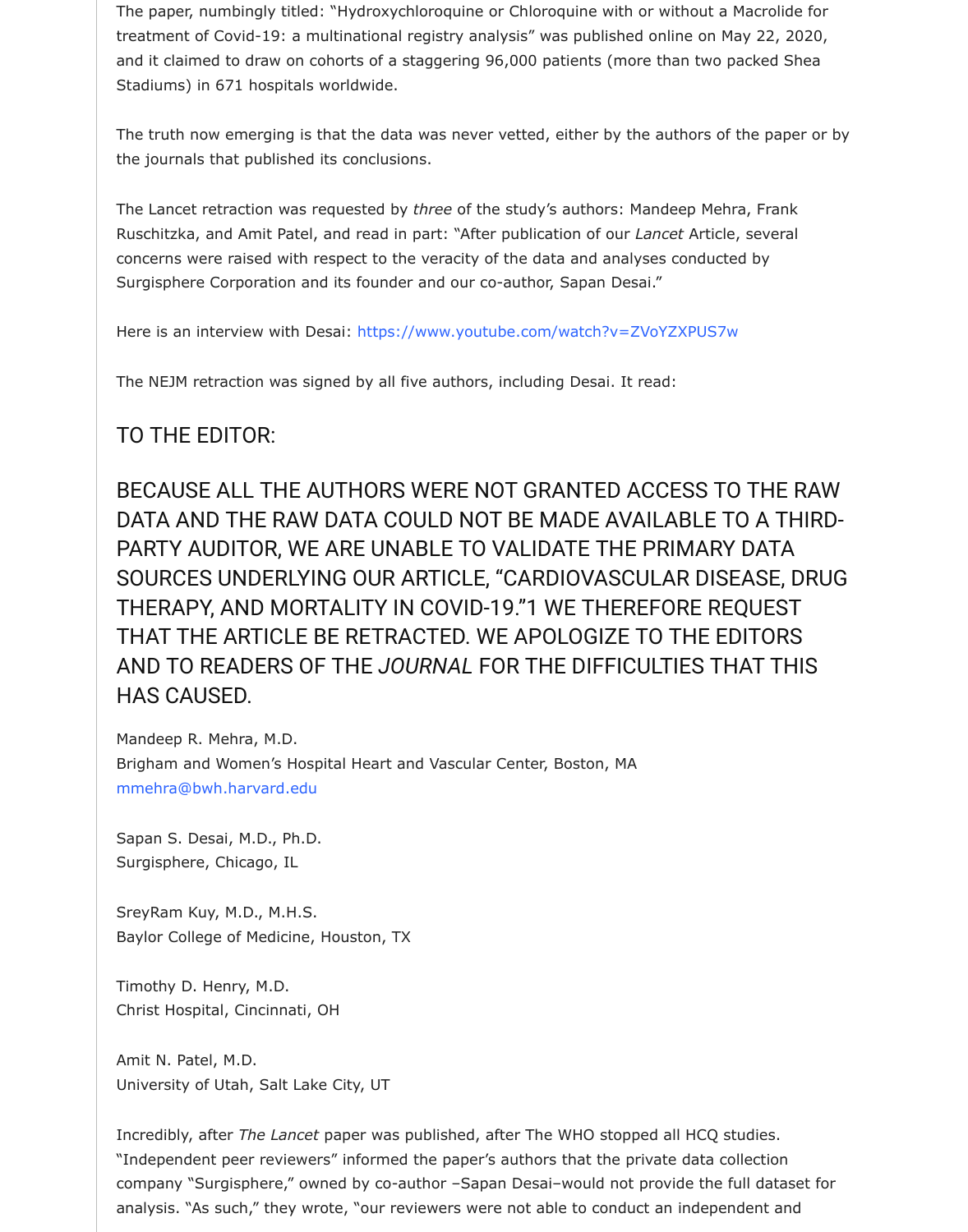The paper, numbingly titled: "Hydroxychloroquine or Chloroquine with or without a Macrolide for treatment of Covid-19: a multinational registry analysis" was published online on May 22, 2020, and it claimed to draw on cohorts of a staggering 96,000 patients (more than two packed Shea Stadiums) in 671 hospitals worldwide.

The truth now emerging is that the data was never vetted, either by the authors of the paper or by the journals that published its conclusions.

The Lancet retraction was requested by *three* of the study's authors: Mandeep Mehra, Frank Ruschitzka, and Amit Patel, and read in part: "After publication of our *Lancet* Article, several concerns were raised with respect to the veracity of the data and analyses conducted by Surgisphere Corporation and its founder and our co-author, Sapan Desai."

Here is an interview with Desai: https://www.youtube.com/watch?v=ZVoYZXPUS7w

The NEJM retraction was signed by all five authors, including Desai. It read:

## TO THE EDITOR:

## BECAUSE ALL THE AUTHORS WERE NOT GRANTED ACCESS TO THE RAW DATA AND THE RAW DATA COULD NOT BE MADE AVAILABLE TO A THIRD-PARTY AUDITOR, WE ARE UNABLE TO VALIDATE THE PRIMARY DATA SOURCES UNDERLYING OUR ARTICLE, "CARDIOVASCULAR DISEASE, DRUG THERAPY, AND MORTALITY IN COVID-19."1 WE THEREFORE REQUEST THAT THE ARTICLE BE RETRACTED. WE APOLOGIZE TO THE EDITORS AND TO READERS OF THE *JOURNAL* FOR THE DIFFICULTIES THAT THIS HAS CAUSED.

Mandeep R. Mehra, M.D.
Brigham and Women's Hospital Heart and Vascular Center, Boston, MA
mmehra@bwh.harvard.edu

Sapan S. Desai, M.D., Ph.D.
Surgisphere, Chicago, IL

SreyRam Kuy, M.D., M.H.S.
Baylor College of Medicine, Houston, TX

Timothy D. Henry, M.D.
Christ Hospital, Cincinnati, OH

Amit N. Patel, M.D.
University of Utah, Salt Lake City, UT

Incredibly, after *The Lancet* paper was published, after The WHO stopped all HCQ studies. "Independent peer reviewers" informed the paper's authors that the private data collection company "Surgisphere," owned by co-author –Sapan Desai–would not provide the full dataset for analysis. "As such," they wrote, "our reviewers were not able to conduct an independent and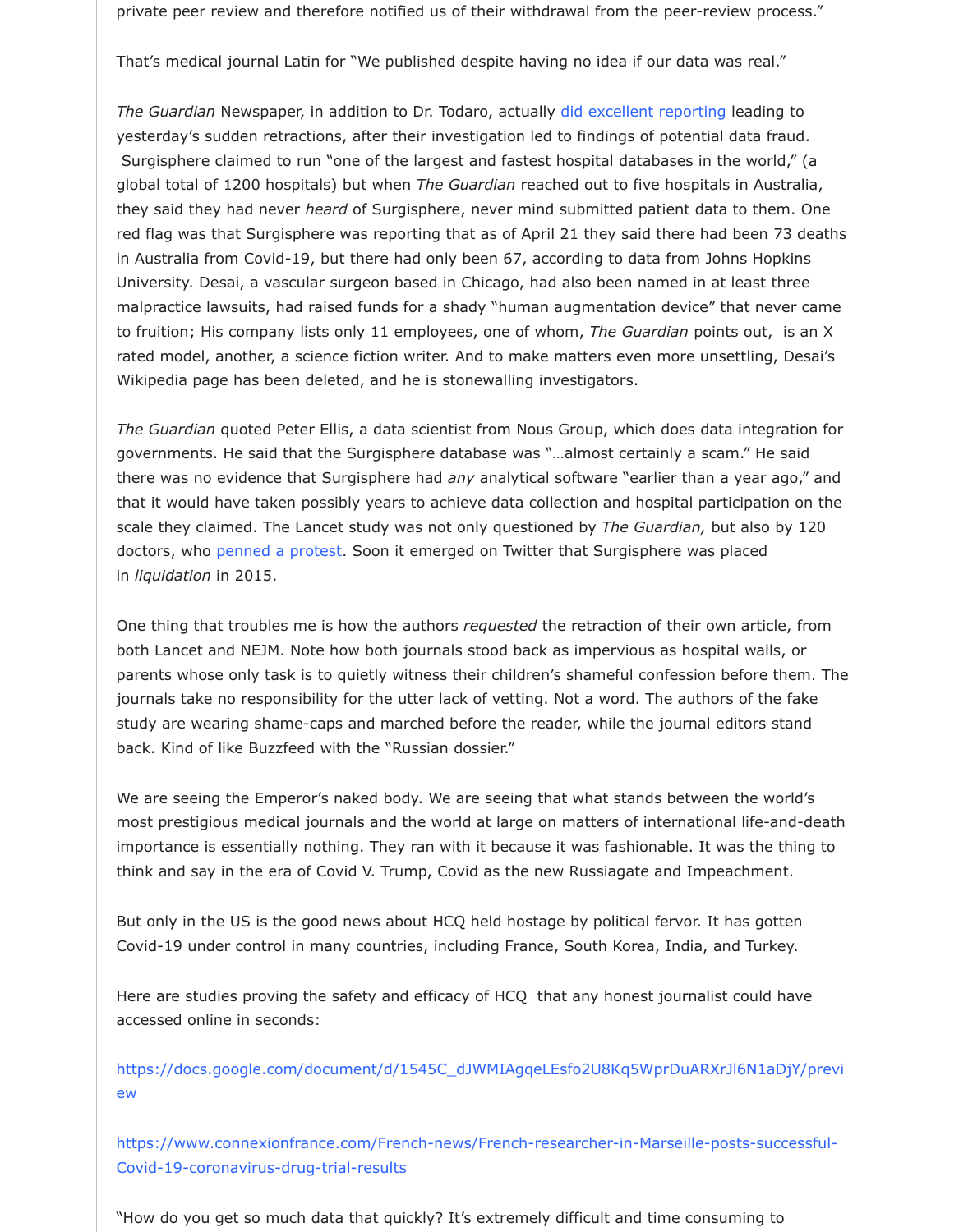private peer review and therefore notified us of their withdrawal from the peer-review process."

That's medical journal Latin for "We published despite having no idea if our data was real."

*The Guardian* Newspaper, in addition to Dr. Todaro, actually did excellent reporting leading to yesterday's sudden retractions, after their investigation led to findings of potential data fraud. Surgisphere claimed to run "one of the largest and fastest hospital databases in the world," (a global total of 1200 hospitals) but when *The Guardian* reached out to five hospitals in Australia, they said they had never *heard* of Surgisphere, never mind submitted patient data to them. One red flag was that Surgisphere was reporting that as of April 21 they said there had been 73 deaths in Australia from Covid-19, but there had only been 67, according to data from Johns Hopkins University. Desai, a vascular surgeon based in Chicago, had also been named in at least three malpractice lawsuits, had raised funds for a shady "human augmentation device" that never came to fruition; His company lists only 11 employees, one of whom, *The Guardian* points out, is an X rated model, another, a science fiction writer. And to make matters even more unsettling, Desai's Wikipedia page has been deleted, and he is stonewalling investigators.

*The Guardian* quoted Peter Ellis, a data scientist from Nous Group, which does data integration for governments. He said that the Surgisphere database was "…almost certainly a scam." He said there was no evidence that Surgisphere had *any* analytical software "earlier than a year ago," and that it would have taken possibly years to achieve data collection and hospital participation on the scale they claimed. The Lancet study was not only questioned by *The Guardian,* but also by 120 doctors, who penned a protest. Soon it emerged on Twitter that Surgisphere was placed in *liquidation* in 2015.

One thing that troubles me is how the authors *requested* the retraction of their own article, from both Lancet and NEJM. Note how both journals stood back as impervious as hospital walls, or parents whose only task is to quietly witness their children's shameful confession before them. The journals take no responsibility for the utter lack of vetting. Not a word. The authors of the fake study are wearing shame-caps and marched before the reader, while the journal editors stand back. Kind of like Buzzfeed with the "Russian dossier."

We are seeing the Emperor's naked body. We are seeing that what stands between the world's most prestigious medical journals and the world at large on matters of international life-and-death importance is essentially nothing. They ran with it because it was fashionable. It was the thing to think and say in the era of Covid V. Trump, Covid as the new Russiagate and Impeachment.

But only in the US is the good news about HCQ held hostage by political fervor. It has gotten Covid-19 under control in many countries, including France, South Korea, India, and Turkey.

Here are studies proving the safety and efficacy of HCQ that any honest journalist could have accessed online in seconds:

https://docs.google.com/document/d/1545C_dJWMIAgqeLEsfo2U8Kq5WprDuARXrJl6N1aDjY/preview

https://www.connexionfrance.com/French-news/French-researcher-in-Marseille-posts-successful-Covid-19-coronavirus-drug-trial-results

"How do you get so much data that quickly? It's extremely difficult and time consuming to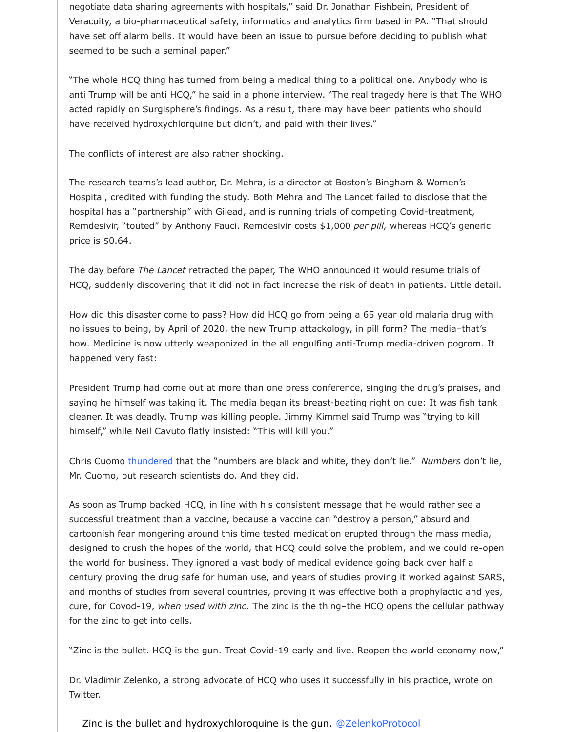negotiate data sharing agreements with hospitals," said Dr. Jonathan Fishbein, President of Veracuity, a bio-pharmaceutical safety, informatics and analytics firm based in PA. "That should have set off alarm bells. It would have been an issue to pursue before deciding to publish what seemed to be such a seminal paper."

"The whole HCQ thing has turned from being a medical thing to a political one. Anybody who is anti Trump will be anti HCQ," he said in a phone interview. "The real tragedy here is that The WHO acted rapidly on Surgisphere's findings. As a result, there may have been patients who should have received hydroxychlorquine but didn't, and paid with their lives."

The conflicts of interest are also rather shocking.

The research teams's lead author, Dr. Mehra, is a director at Boston's Bingham & Women's Hospital, credited with funding the study. Both Mehra and The Lancet failed to disclose that the hospital has a "partnership" with Gilead, and is running trials of competing Covid-treatment, Remdesivir, "touted" by Anthony Fauci. Remdesivir costs $1,000 *per pill,* whereas HCQ's generic price is $0.64.

The day before *The Lancet* retracted the paper, The WHO announced it would resume trials of HCQ, suddenly discovering that it did not in fact increase the risk of death in patients. Little detail.

How did this disaster come to pass? How did HCQ go from being a 65 year old malaria drug with no issues to being, by April of 2020, the new Trump attackology, in pill form? The media–that's how. Medicine is now utterly weaponized in the all engulfing anti-Trump media-driven pogrom. It happened very fast:

President Trump had come out at more than one press conference, singing the drug's praises, and saying he himself was taking it. The media began its breast-beating right on cue: It was fish tank cleaner. It was deadly. Trump was killing people. Jimmy Kimmel said Trump was "trying to kill himself," while Neil Cavuto flatly insisted: "This will kill you."

Chris Cuomo thundered that the "numbers are black and white, they don't lie." *Numbers* don't lie, Mr. Cuomo, but research scientists do. And they did.

As soon as Trump backed HCQ, in line with his consistent message that he would rather see a successful treatment than a vaccine, because a vaccine can "destroy a person," absurd and cartoonish fear mongering around this time tested medication erupted through the mass media, designed to crush the hopes of the world, that HCQ could solve the problem, and we could re-open the world for business. They ignored a vast body of medical evidence going back over half a century proving the drug safe for human use, and years of studies proving it worked against SARS, and months of studies from several countries, proving it was effective both a prophylactic and yes, cure, for Covod-19, *when used with zinc*. The zinc is the thing–the HCQ opens the cellular pathway for the zinc to get into cells.

"Zinc is the bullet. HCQ is the gun. Treat Covid-19 early and live. Reopen the world economy now,"

Dr. Vladimir Zelenko, a strong advocate of HCQ who uses it successfully in his practice, wrote on Twitter.

> Zinc is the bullet and hydroxychloroquine is the gun. @ZelenkoProtocol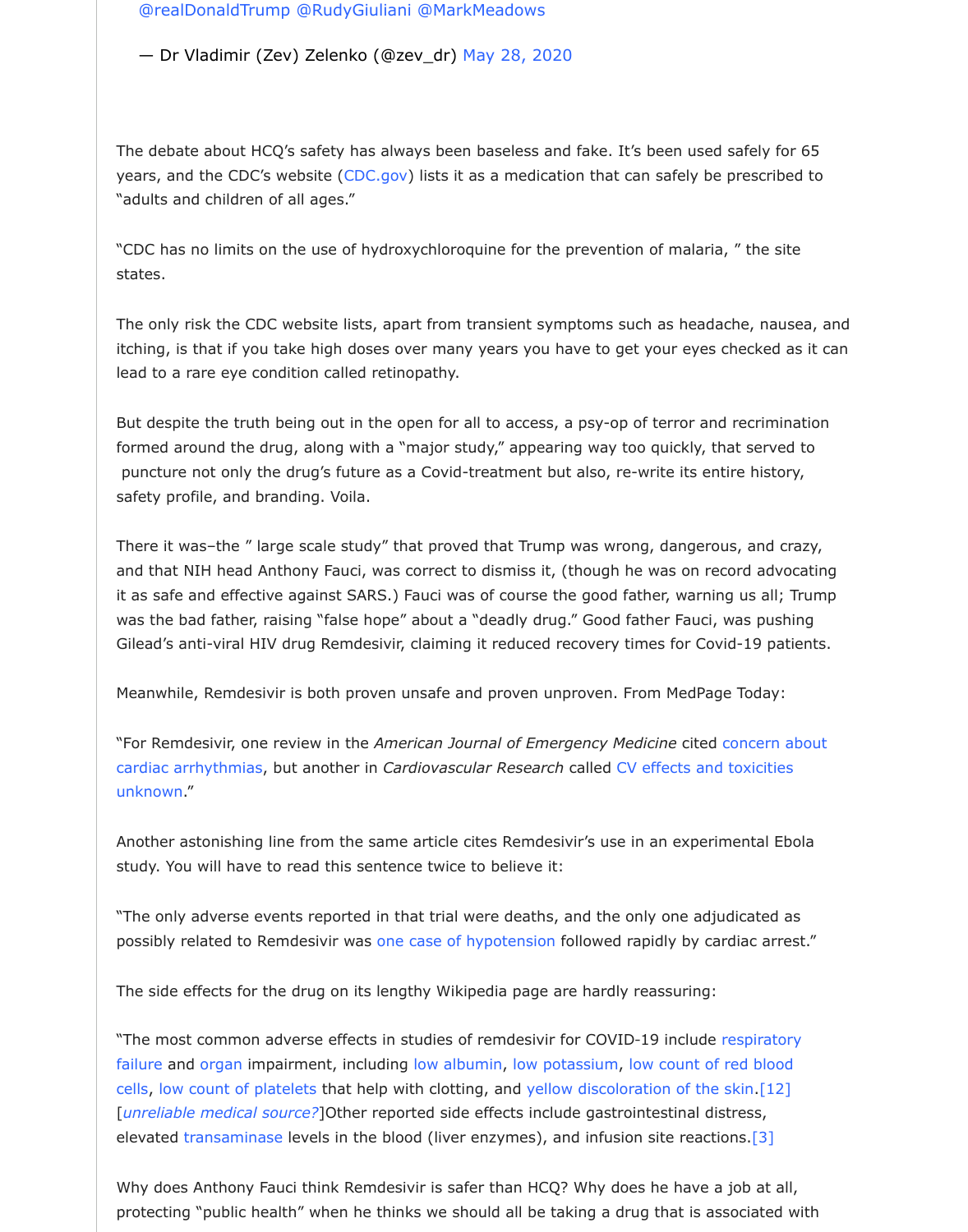@realDonaldTrump @RudyGiuliani @MarkMeadows

— Dr Vladimir (Zev) Zelenko (@zev_dr) May 28, 2020

The debate about HCQ's safety has always been baseless and fake. It's been used safely for 65 years, and the CDC's website (CDC.gov) lists it as a medication that can safely be prescribed to "adults and children of all ages."

"CDC has no limits on the use of hydroxychloroquine for the prevention of malaria, " the site states.

The only risk the CDC website lists, apart from transient symptoms such as headache, nausea, and itching, is that if you take high doses over many years you have to get your eyes checked as it can lead to a rare eye condition called retinopathy.

But despite the truth being out in the open for all to access, a psy-op of terror and recrimination formed around the drug, along with a "major study," appearing way too quickly, that served to puncture not only the drug's future as a Covid-treatment but also, re-write its entire history, safety profile, and branding. Voila.

There it was–the " large scale study" that proved that Trump was wrong, dangerous, and crazy, and that NIH head Anthony Fauci, was correct to dismiss it, (though he was on record advocating it as safe and effective against SARS.) Fauci was of course the good father, warning us all; Trump was the bad father, raising "false hope" about a "deadly drug." Good father Fauci, was pushing Gilead's anti-viral HIV drug Remdesivir, claiming it reduced recovery times for Covid-19 patients.

Meanwhile, Remdesivir is both proven unsafe and proven unproven. From MedPage Today:

"For Remdesivir, one review in the *American Journal of Emergency Medicine* cited concern about cardiac arrhythmias, but another in *Cardiovascular Research* called CV effects and toxicities unknown."

Another astonishing line from the same article cites Remdesivir's use in an experimental Ebola study. You will have to read this sentence twice to believe it:

"The only adverse events reported in that trial were deaths, and the only one adjudicated as possibly related to Remdesivir was one case of hypotension followed rapidly by cardiac arrest."

The side effects for the drug on its lengthy Wikipedia page are hardly reassuring:

"The most common adverse effects in studies of remdesivir for COVID-19 include respiratory failure and organ impairment, including low albumin, low potassium, low count of red blood cells, low count of platelets that help with clotting, and yellow discoloration of the skin.[12][*unreliable medical source?*]Other reported side effects include gastrointestinal distress, elevated transaminase levels in the blood (liver enzymes), and infusion site reactions.[3]

Why does Anthony Fauci think Remdesivir is safer than HCQ? Why does he have a job at all, protecting "public health" when he thinks we should all be taking a drug that is associated with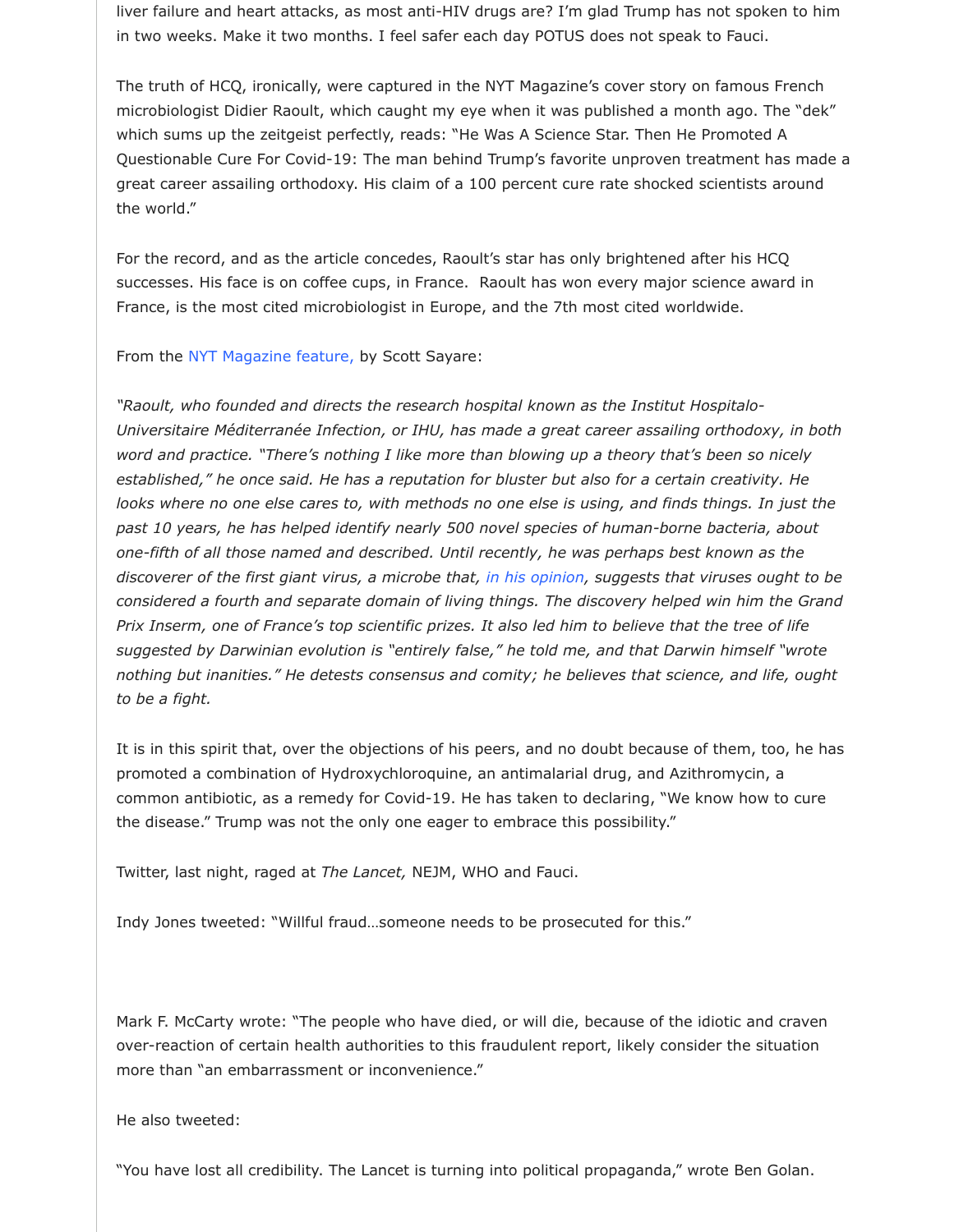liver failure and heart attacks, as most anti-HIV drugs are? I'm glad Trump has not spoken to him in two weeks. Make it two months. I feel safer each day POTUS does not speak to Fauci.

The truth of HCQ, ironically, were captured in the NYT Magazine's cover story on famous French microbiologist Didier Raoult, which caught my eye when it was published a month ago. The "dek" which sums up the zeitgeist perfectly, reads: "He Was A Science Star. Then He Promoted A Questionable Cure For Covid-19: The man behind Trump's favorite unproven treatment has made a great career assailing orthodoxy. His claim of a 100 percent cure rate shocked scientists around the world."

For the record, and as the article concedes, Raoult's star has only brightened after his HCQ successes. His face is on coffee cups, in France. Raoult has won every major science award in France, is the most cited microbiologist in Europe, and the 7th most cited worldwide.

From the NYT Magazine feature, by Scott Sayare:

*"Raoult, who founded and directs the research hospital known as the Institut Hospitalo-Universitaire Méditerranée Infection, or IHU, has made a great career assailing orthodoxy, in both word and practice. "There's nothing I like more than blowing up a theory that's been so nicely established," he once said. He has a reputation for bluster but also for a certain creativity. He looks where no one else cares to, with methods no one else is using, and finds things. In just the past 10 years, he has helped identify nearly 500 novel species of human-borne bacteria, about one-fifth of all those named and described. Until recently, he was perhaps best known as the discoverer of the first giant virus, a microbe that, in his opinion, suggests that viruses ought to be considered a fourth and separate domain of living things. The discovery helped win him the Grand Prix Inserm, one of France's top scientific prizes. It also led him to believe that the tree of life suggested by Darwinian evolution is "entirely false," he told me, and that Darwin himself "wrote nothing but inanities." He detests consensus and comity; he believes that science, and life, ought to be a fight.*

It is in this spirit that, over the objections of his peers, and no doubt because of them, too, he has promoted a combination of Hydroxychloroquine, an antimalarial drug, and Azithromycin, a common antibiotic, as a remedy for Covid-19. He has taken to declaring, "We know how to cure the disease." Trump was not the only one eager to embrace this possibility."

Twitter, last night, raged at *The Lancet,* NEJM, WHO and Fauci.

Indy Jones tweeted: "Willful fraud…someone needs to be prosecuted for this."

Mark F. McCarty wrote: "The people who have died, or will die, because of the idiotic and craven over-reaction of certain health authorities to this fraudulent report, likely consider the situation more than "an embarrassment or inconvenience."

He also tweeted:

"You have lost all credibility. The Lancet is turning into political propaganda," wrote Ben Golan.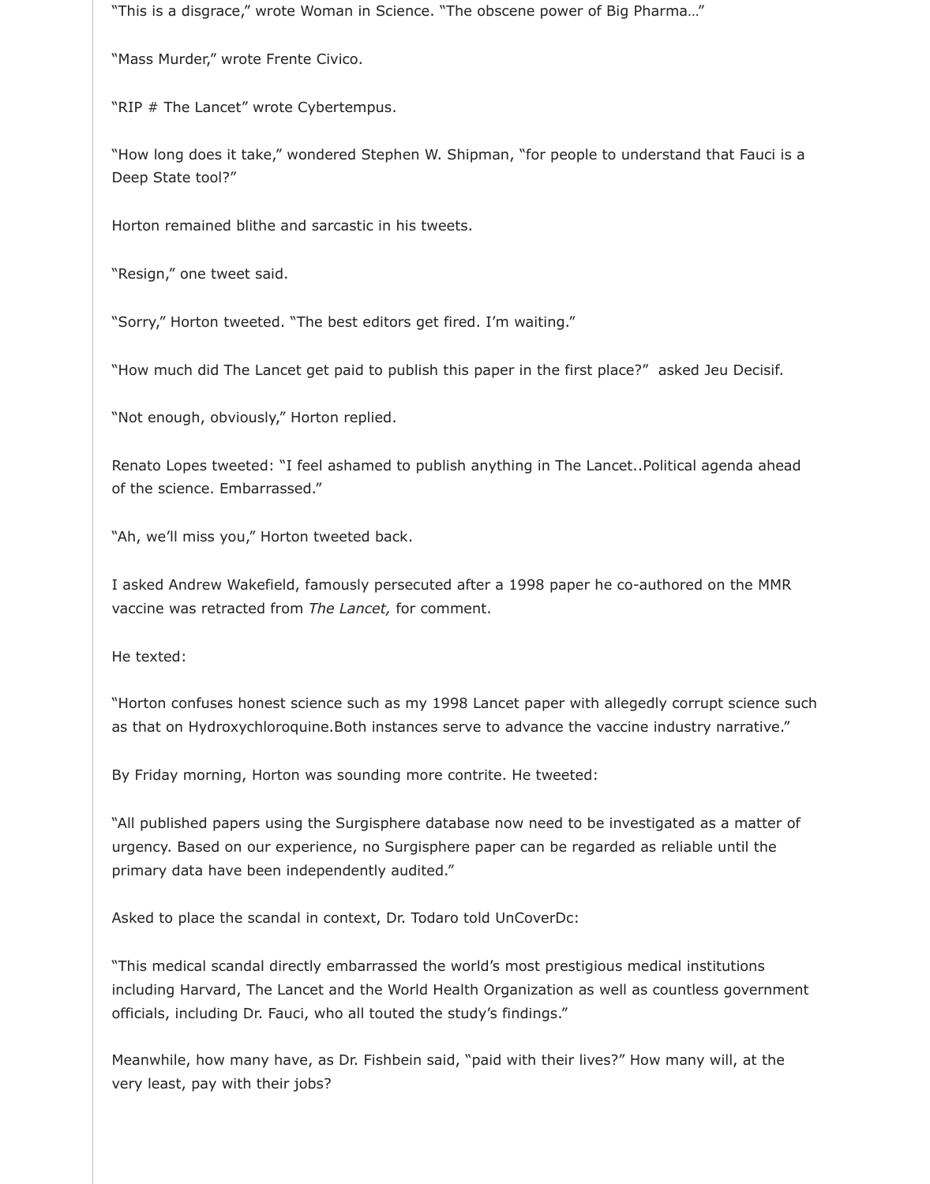"This is a disgrace," wrote Woman in Science. "The obscene power of Big Pharma…"

"Mass Murder," wrote Frente Civico.

"RIP # The Lancet" wrote Cybertempus.

"How long does it take," wondered Stephen W. Shipman, "for people to understand that Fauci is a Deep State tool?"

Horton remained blithe and sarcastic in his tweets.

"Resign," one tweet said.

"Sorry," Horton tweeted. "The best editors get fired. I'm waiting."

"How much did The Lancet get paid to publish this paper in the first place?" asked Jeu Decisif.

"Not enough, obviously," Horton replied.

Renato Lopes tweeted: "I feel ashamed to publish anything in The Lancet..Political agenda ahead of the science. Embarrassed."

"Ah, we'll miss you," Horton tweeted back.

I asked Andrew Wakefield, famously persecuted after a 1998 paper he co-authored on the MMR vaccine was retracted from *The Lancet,* for comment.

He texted:

"Horton confuses honest science such as my 1998 Lancet paper with allegedly corrupt science such as that on Hydroxychloroquine.Both instances serve to advance the vaccine industry narrative."

By Friday morning, Horton was sounding more contrite. He tweeted:

"All published papers using the Surgisphere database now need to be investigated as a matter of urgency. Based on our experience, no Surgisphere paper can be regarded as reliable until the primary data have been independently audited."

Asked to place the scandal in context, Dr. Todaro told UnCoverDc:

"This medical scandal directly embarrassed the world's most prestigious medical institutions including Harvard, The Lancet and the World Health Organization as well as countless government officials, including Dr. Fauci, who all touted the study's findings."

Meanwhile, how many have, as Dr. Fishbein said, "paid with their lives?" How many will, at the very least, pay with their jobs?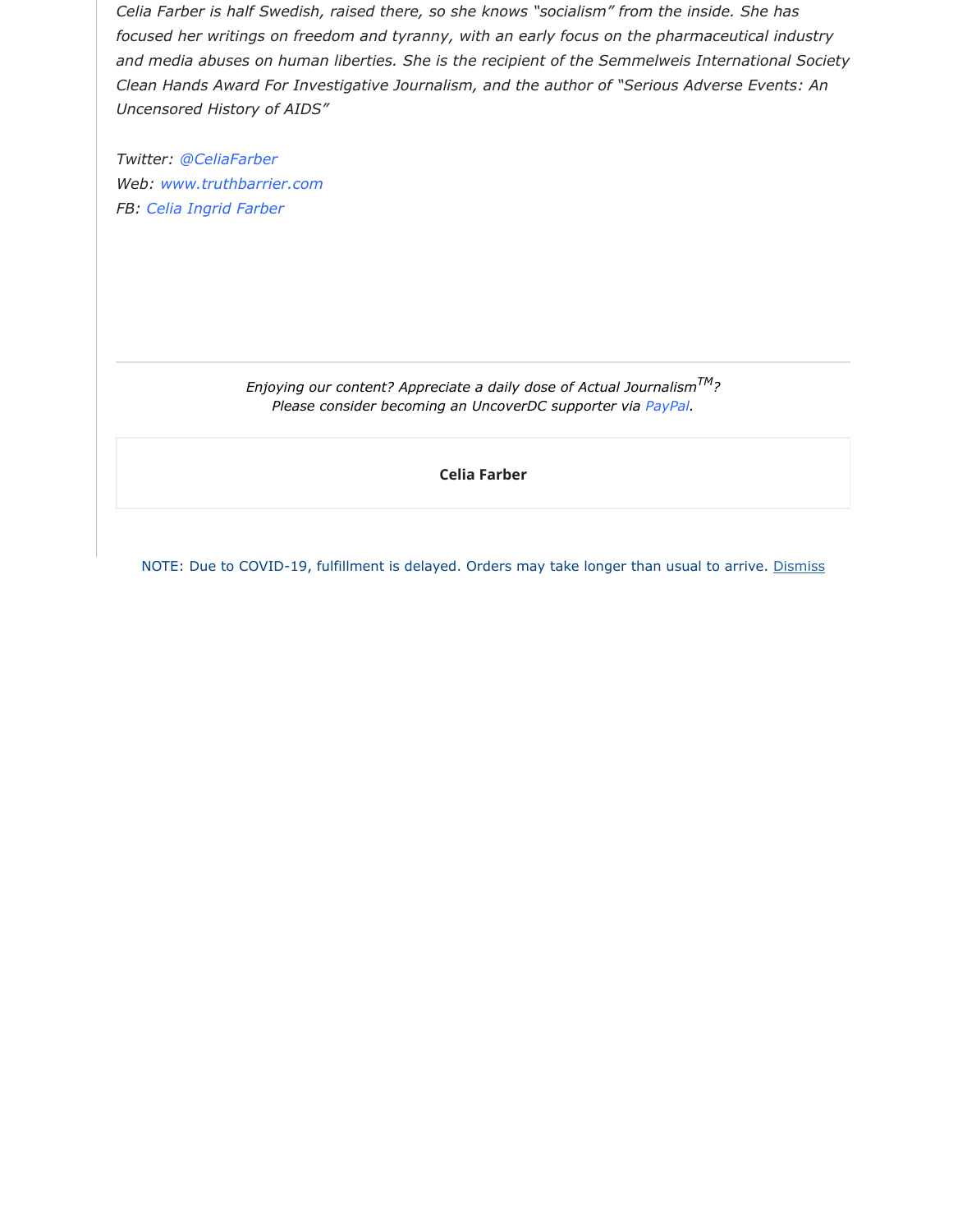*Celia Farber is half Swedish, raised there, so she knows "socialism" from the inside. She has focused her writings on freedom and tyranny, with an early focus on the pharmaceutical industry and media abuses on human liberties. She is the recipient of the Semmelweis International Society Clean Hands Award For Investigative Journalism, and the author of "Serious Adverse Events: An Uncensored History of AIDS"*

*Twitter: @CeliaFarber*
*Web: www.truthbarrier.com*
*FB: Celia Ingrid Farber*

---

*Enjoying our content? Appreciate a daily dose of Actual Journalism™?*
*Please consider becoming an UncoverDC supporter via PayPal.*

**Celia Farber**

NOTE: Due to COVID-19, fulfillment is delayed. Orders may take longer than usual to arrive. Dismiss